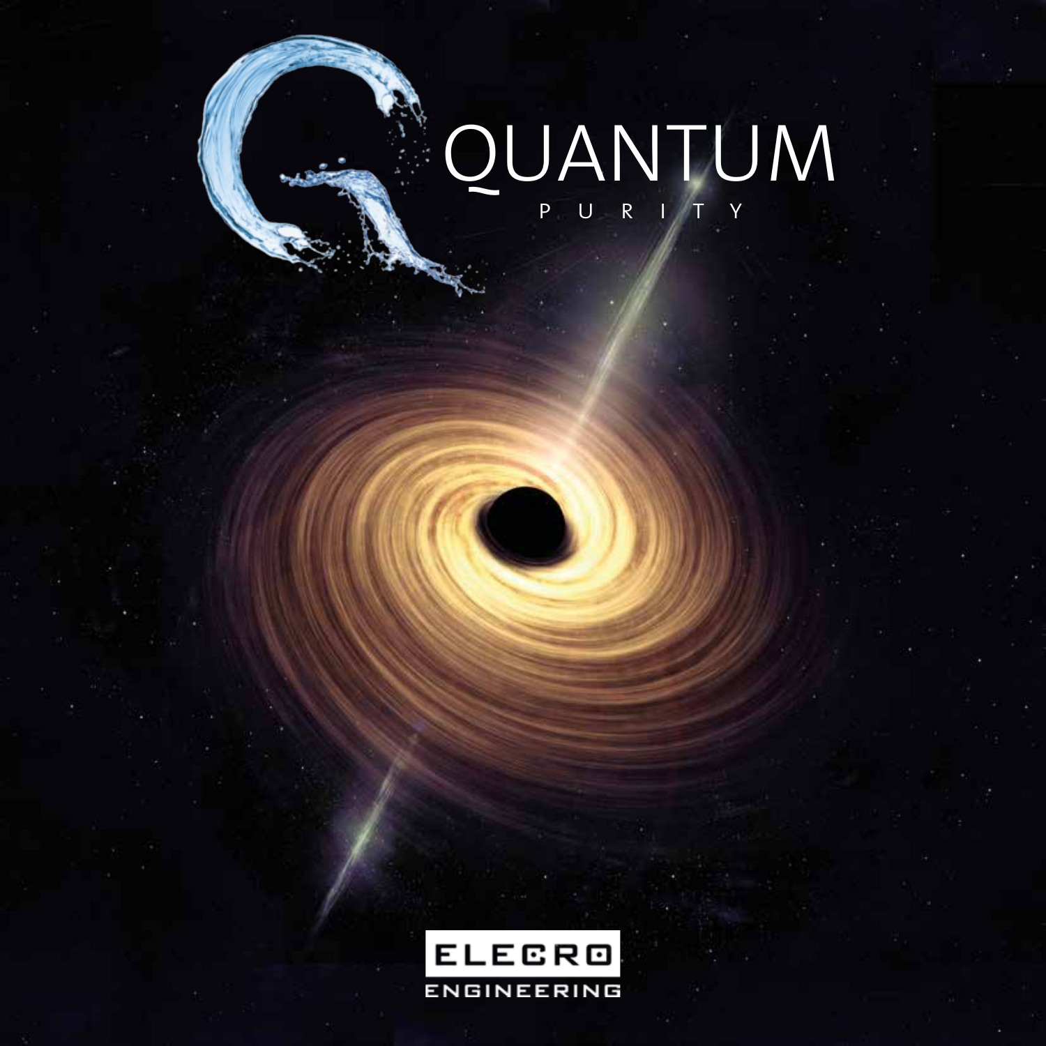# QUANTUM

PURITY

ELECRO ENGINEERING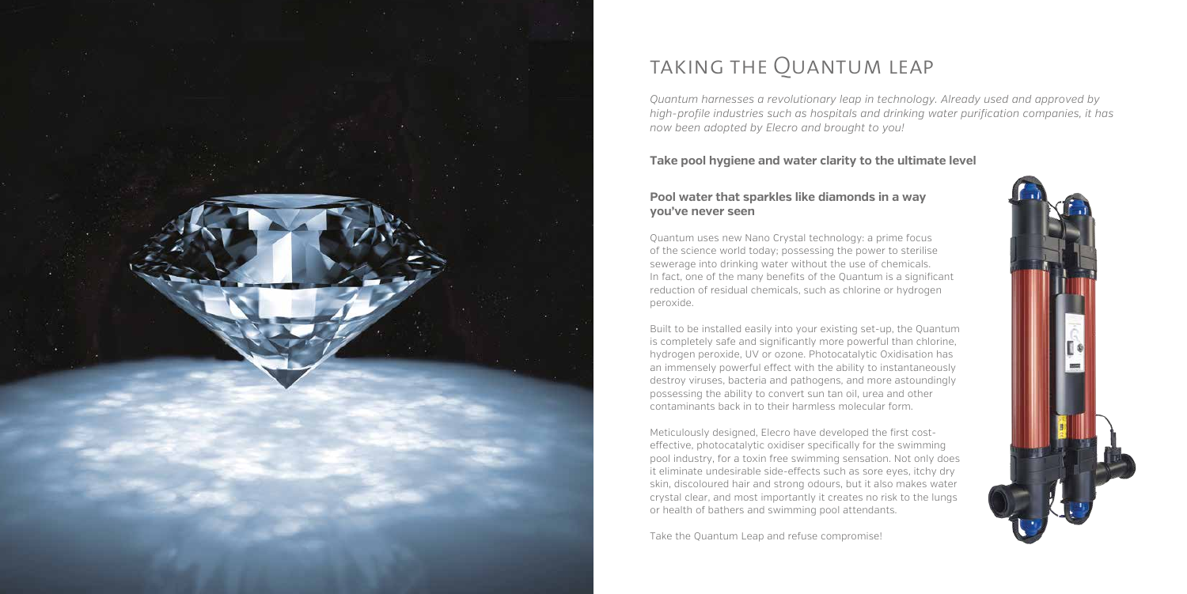# TAKING THE QUANTUM LEAP

*Quantum harnesses a revolutionary leap in technology. Already used and approved by high-profile industries such as hospitals and drinking water purification companies, it has now been adopted by Elecro and brought to you!*

**Take pool hygiene and water clarity to the ultimate level**

**Pool water that sparkles like diamonds in a way you've never seen**

Quantum uses new Nano Crystal technology: a prime focus of the science world today; possessing the power to sterilise sewerage into drinking water without the use of chemicals. In fact, one of the many benefits of the Quantum is a significant reduction of residual chemicals, such as chlorine or hydrogen peroxide.

Built to be installed easily into your existing set-up, the Quantum is completely safe and significantly more powerful than chlorine, hydrogen peroxide, UV or ozone. Photocatalytic Oxidisation has an immensely powerful effect with the ability to instantaneously destroy viruses, bacteria and pathogens, and more astoundingly possessing the ability to convert sun tan oil, urea and other contaminants back in to their harmless molecular form.

Meticulously designed, Elecro have developed the first cost-effective, photocatalytic oxidiser specifically for the swimming pool industry, for a toxin free swimming sensation. Not only does it eliminate undesirable side-effects such as sore eyes, itchy dry skin, discoloured hair and strong odours, but it also makes water crystal clear, and most importantly it creates no risk to the lungs or health of bathers and swimming pool attendants.

Take the Quantum Leap and refuse compromise!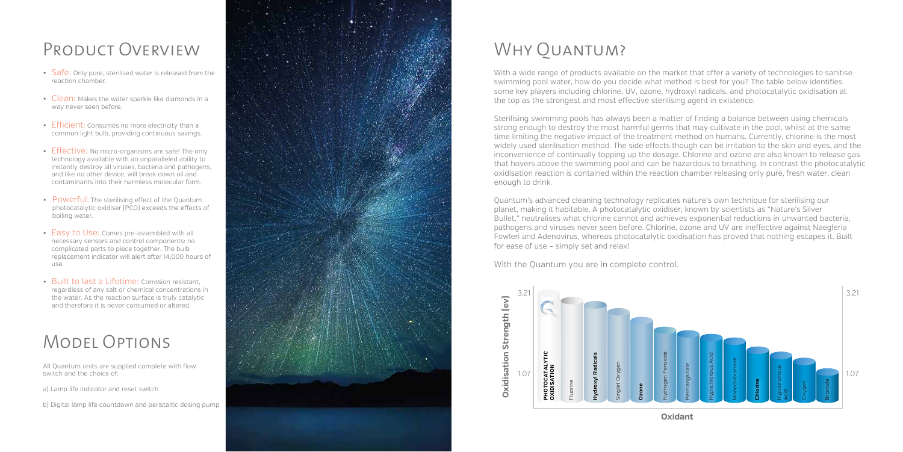# Product Overview

- **Safe:** Only pure, sterilised water is released from the reaction chamber.
- **Clean:** Makes the water sparkle like diamonds in a way never seen before.
- **Efficient:** Consumes no more electricity than a common light bulb, providing continuous savings.
- **Effective:** No micro-organisms are safe! The only technology available with an unparalleled ability to instantly destroy all viruses, bacteria and pathogens, and like no other device, will break down oil and contaminants into their harmless molecular form.
- **Powerful:** The sterilising effect of the Quantum photocatalytic oxidiser (PCO) exceeds the effects of boiling water.
- **Easy to Use:** Comes pre-assembled with all necessary sensors and control components: no complicated parts to piece together. The bulb replacement indicator will alert after 14,000 hours of use.
- **Built to last a Lifetime:** Corrosion resistant, regardless of any salt or chemical concentrations in the water. As the reaction surface is truly catalytic and therefore it is never consumed or altered.

# Model Options

All Quantum units are supplied complete with flow switch and the choice of:

a) Lamp life indicator and reset switch

b) Digital lamp life countdown and peristaltic dosing pump

# Why Quantum?

With a wide range of products available on the market that offer a variety of technologies to sanitise swimming pool water, how do you decide what method is best for you? The table below identifies some key players including chlorine, UV, ozone, hydroxyl radicals, and photocatalytic oxidisation at the top as the strongest and most effective sterilising agent in existence.

Sterilising swimming pools has always been a matter of finding a balance between using chemicals strong enough to destroy the most harmful germs that may cultivate in the pool, whilst at the same time limiting the negative impact of the treatment method on humans. Currently, chlorine is the most widely used sterilisation method. The side effects though can be irritation to the skin and eyes, and the inconvenience of continually topping up the dosage. Chlorine and ozone are also known to release gas that hovers above the swimming pool and can be hazardous to breathing. In contrast the photocatalytic oxidisation reaction is contained within the reaction chamber releasing only pure, fresh water, clean enough to drink.

Quantum's advanced cleaning technology replicates nature's own technique for sterilising our planet, making it habitable. A photocatalytic oxidiser, known by scientists as "Nature's Silver Bullet," neutralises what chlorine cannot and achieves exponential reductions in unwanted bacteria, pathogens and viruses never seen before. Chlorine, ozone and UV are ineffective against Naegleria Fowleri and Adenovirus, whereas photocatalytic oxidisation has proved that nothing escapes it. Built for ease of use – simply set and relax!

With the Quantum you are in complete control.

Oxidisation Strength (ev) by Oxidant (scale 1.07 – 3.21):

- **PHOTOCATALYTIC OXIDISATION**
- Fluorine
- **Hydroxyl Radicals**
- Singlet Oxygen
- **Ozone**
- Hydrogen Peroxide
- Permanganate
- Hypochlorous Acid
- Monochloramine
- **Chlorine**
- Hypobromous Acid
- Oxygen
- Bromide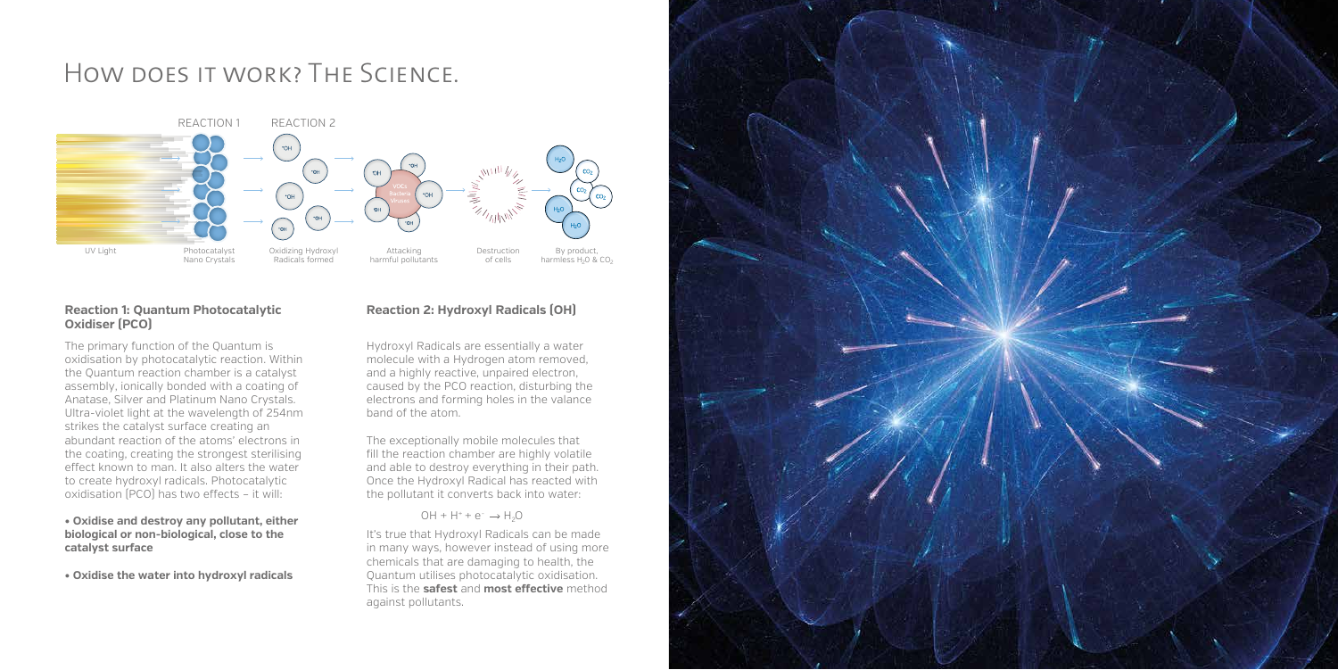# How does it work? The Science.

REACTION 1 REACTION 2

UV Light — Photocatalyst Nano Crystals — Oxidizing Hydroxyl Radicals formed — Attacking harmful pollutants — Destruction of cells — By product, harmless $H_2O$ & $CO_2$

### Reaction 1: Quantum Photocatalytic Oxidiser (PCO)

The primary function of the Quantum is oxidisation by photocatalytic reaction. Within the Quantum reaction chamber is a catalyst assembly, ionically bonded with a coating of Anatase, Silver and Platinum Nano Crystals. Ultra-violet light at the wavelength of 254nm strikes the catalyst surface creating an abundant reaction of the atoms' electrons in the coating, creating the strongest sterilising effect known to man. It also alters the water to create hydroxyl radicals. Photocatalytic oxidisation (PCO) has two effects – it will:

- **Oxidise and destroy any pollutant, either biological or non-biological, close to the catalyst surface**
- **Oxidise the water into hydroxyl radicals**

### Reaction 2: Hydroxyl Radicals (OH)

Hydroxyl Radicals are essentially a water molecule with a Hydrogen atom removed, and a highly reactive, unpaired electron, caused by the PCO reaction, disturbing the electrons and forming holes in the valance band of the atom.

The exceptionally mobile molecules that fill the reaction chamber are highly volatile and able to destroy everything in their path. Once the Hydroxyl Radical has reacted with the pollutant it converts back into water:

$$OH + H^+ + e^- \rightarrow H_2O$$

It's true that Hydroxyl Radicals can be made in many ways, however instead of using more chemicals that are damaging to health, the Quantum utilises photocatalytic oxidisation. This is the **safest** and **most effective** method against pollutants.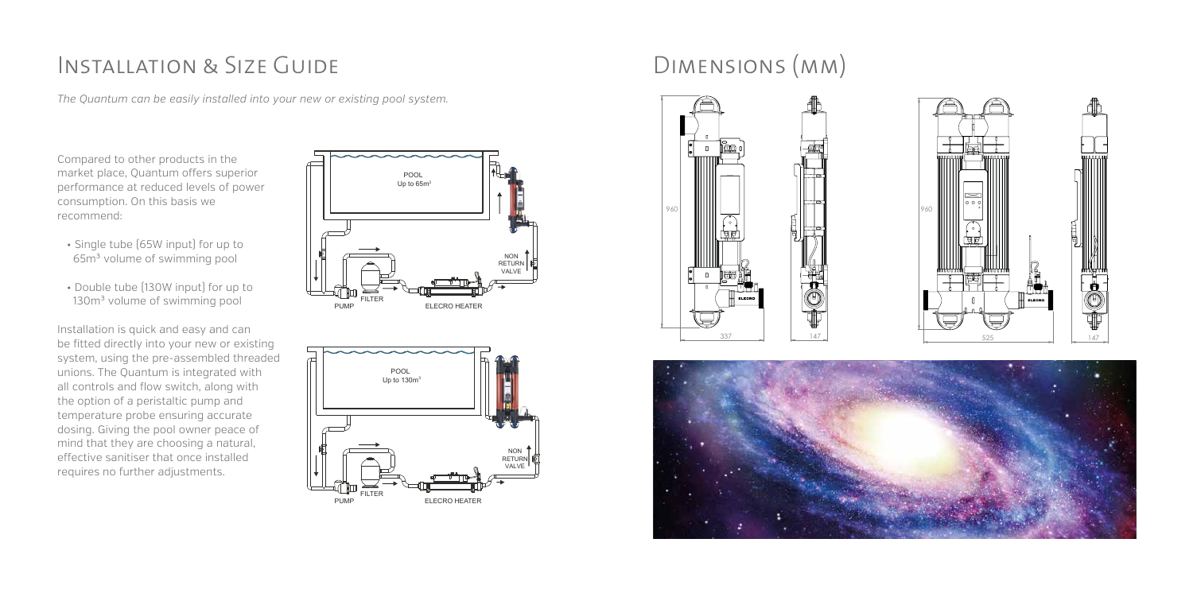# Installation & Size Guide

*The Quantum can be easily installed into your new or existing pool system.*

Compared to other products in the market place, Quantum offers superior performance at reduced levels of power consumption. On this basis we recommend:

- Single tube (65W input) for up to $65m^3$ volume of swimming pool
- Double tube (130W input) for up to $130m^3$ volume of swimming pool

Installation is quick and easy and can be fitted directly into your new or existing system, using the pre-assembled threaded unions. The Quantum is integrated with all controls and flow switch, along with the option of a peristaltic pump and temperature probe ensuring accurate dosing. Giving the pool owner peace of mind that they are choosing a natural, effective sanitiser that once installed requires no further adjustments.

POOL Up to $65m^3$

NON RETURN VALVE

PUMP FILTER ELECRO HEATER

POOL Up to $130m^3$

NON RETURN VALVE

PUMP FILTER ELECRO HEATER

# Dimensions (mm)

960

337

147

960

525

147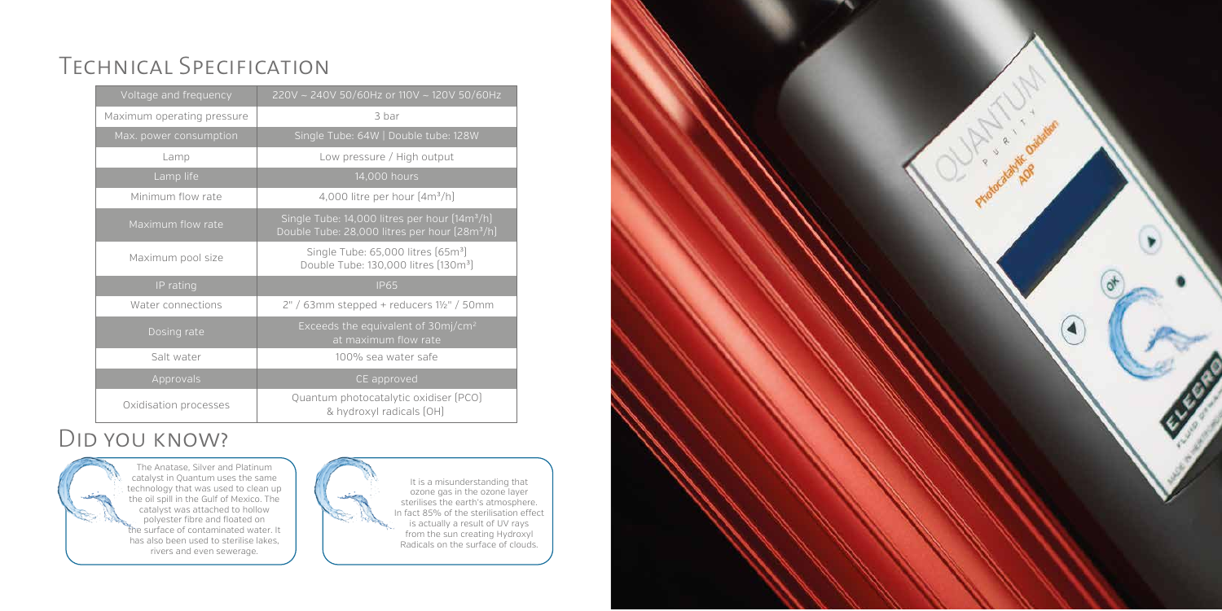# Technical Specification

| Voltage and frequency | 220V ~ 240V 50/60Hz or 110V ~ 120V 50/60Hz |
|---|---|
| Maximum operating pressure | 3 bar |
| Max. power consumption | Single Tube: 64W \| Double tube: 128W |
| Lamp | Low pressure / High output |
| Lamp life | 14,000 hours |
| Minimum flow rate | 4,000 litre per hour ($4m^3/h$) |
| Maximum flow rate | Single Tube: 14,000 litres per hour ($14m^3/h$)<br>Double Tube: 28,000 litres per hour ($28m^3/h$) |
| Maximum pool size | Single Tube: 65,000 litres ($65m^3$)<br>Double Tube: 130,000 litres ($130m^3$) |
| IP rating | IP65 |
| Water connections | 2" / 63mm stepped + reducers 1½" / 50mm |
| Dosing rate | Exceeds the equivalent of $30mj/cm^2$ at maximum flow rate |
| Salt water | 100% sea water safe |
| Approvals | CE approved |
| Oxidisation processes | Quantum photocatalytic oxidiser (PCO) & hydroxyl radicals (OH) |

# Did you know?

The Anatase, Silver and Platinum catalyst in Quantum uses the same technology that was used to clean up the oil spill in the Gulf of Mexico. The catalyst was attached to hollow polyester fibre and floated on the surface of contaminated water. It has also been used to sterilise lakes, rivers and even sewerage.

It is a misunderstanding that ozone gas in the ozone layer sterilises the earth's atmosphere. In fact 85% of the sterilisation effect is actually a result of UV rays from the sun creating Hydroxyl Radicals on the surface of clouds.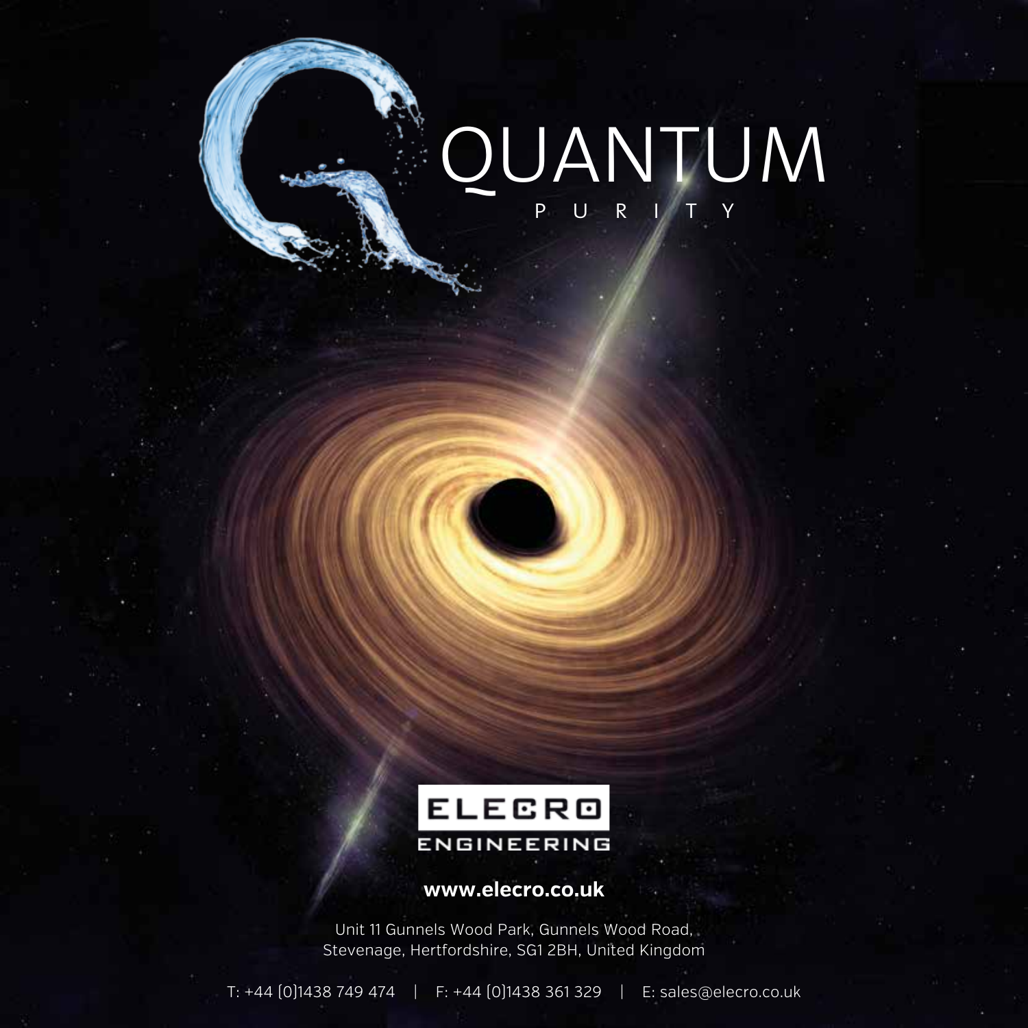# QUANTUM

PURITY

ELECRO

ENGINEERING

**www.elecro.co.uk**

Unit 11 Gunnels Wood Park, Gunnels Wood Road,
Stevenage, Hertfordshire, SG1 2BH, United Kingdom

T: +44 (0)1438 749 474 | F: +44 (0)1438 361 329 | E: sales@elecro.co.uk